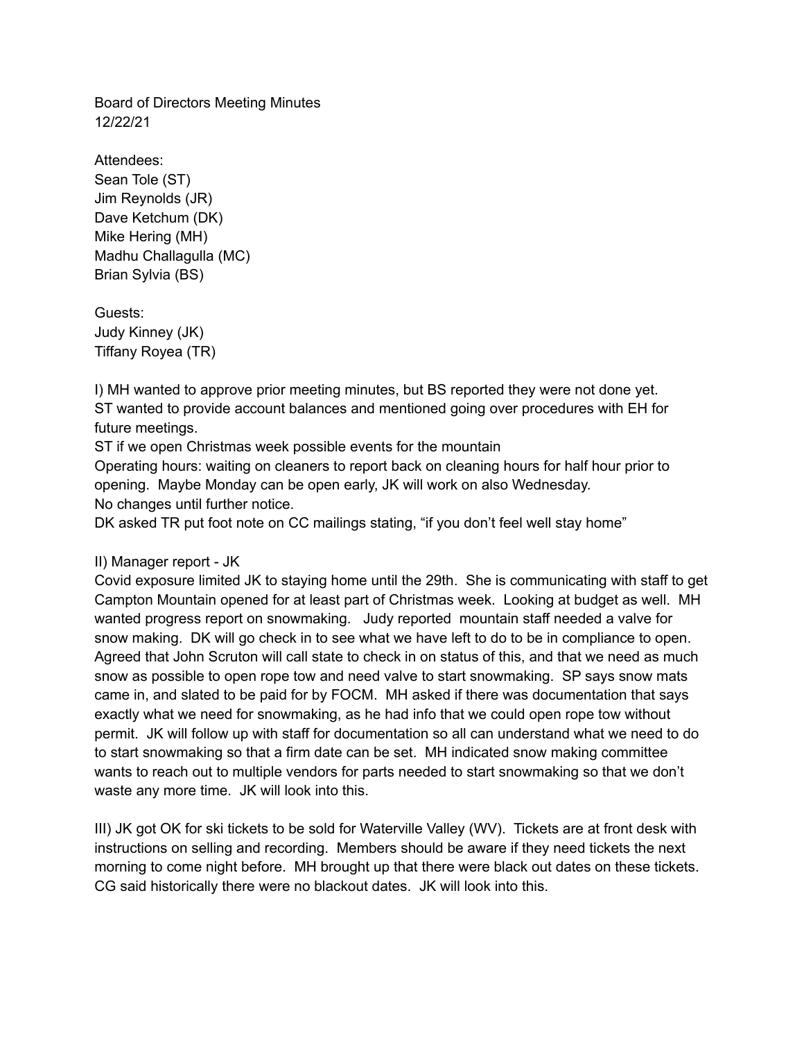Board of Directors Meeting Minutes
12/22/21

Attendees:
Sean Tole (ST)
Jim Reynolds (JR)
Dave Ketchum (DK)
Mike Hering (MH)
Madhu Challagulla (MC)
Brian Sylvia (BS)

Guests:
Judy Kinney (JK)
Tiffany Royea (TR)

I) MH wanted to approve prior meeting minutes, but BS reported they were not done yet.
ST wanted to provide account balances and mentioned going over procedures with EH for future meetings.
ST if we open Christmas week possible events for the mountain
Operating hours: waiting on cleaners to report back on cleaning hours for half hour prior to opening. Maybe Monday can be open early, JK will work on also Wednesday.
No changes until further notice.
DK asked TR put foot note on CC mailings stating, "if you don't feel well stay home"

II) Manager report - JK
Covid exposure limited JK to staying home until the 29th. She is communicating with staff to get Campton Mountain opened for at least part of Christmas week. Looking at budget as well. MH wanted progress report on snowmaking. Judy reported mountain staff needed a valve for snow making. DK will go check in to see what we have left to do to be in compliance to open. Agreed that John Scruton will call state to check in on status of this, and that we need as much snow as possible to open rope tow and need valve to start snowmaking. SP says snow mats came in, and slated to be paid for by FOCM. MH asked if there was documentation that says exactly what we need for snowmaking, as he had info that we could open rope tow without permit. JK will follow up with staff for documentation so all can understand what we need to do to start snowmaking so that a firm date can be set. MH indicated snow making committee wants to reach out to multiple vendors for parts needed to start snowmaking so that we don't waste any more time. JK will look into this.

III) JK got OK for ski tickets to be sold for Waterville Valley (WV). Tickets are at front desk with instructions on selling and recording. Members should be aware if they need tickets the next morning to come night before. MH brought up that there were black out dates on these tickets. CG said historically there were no blackout dates. JK will look into this.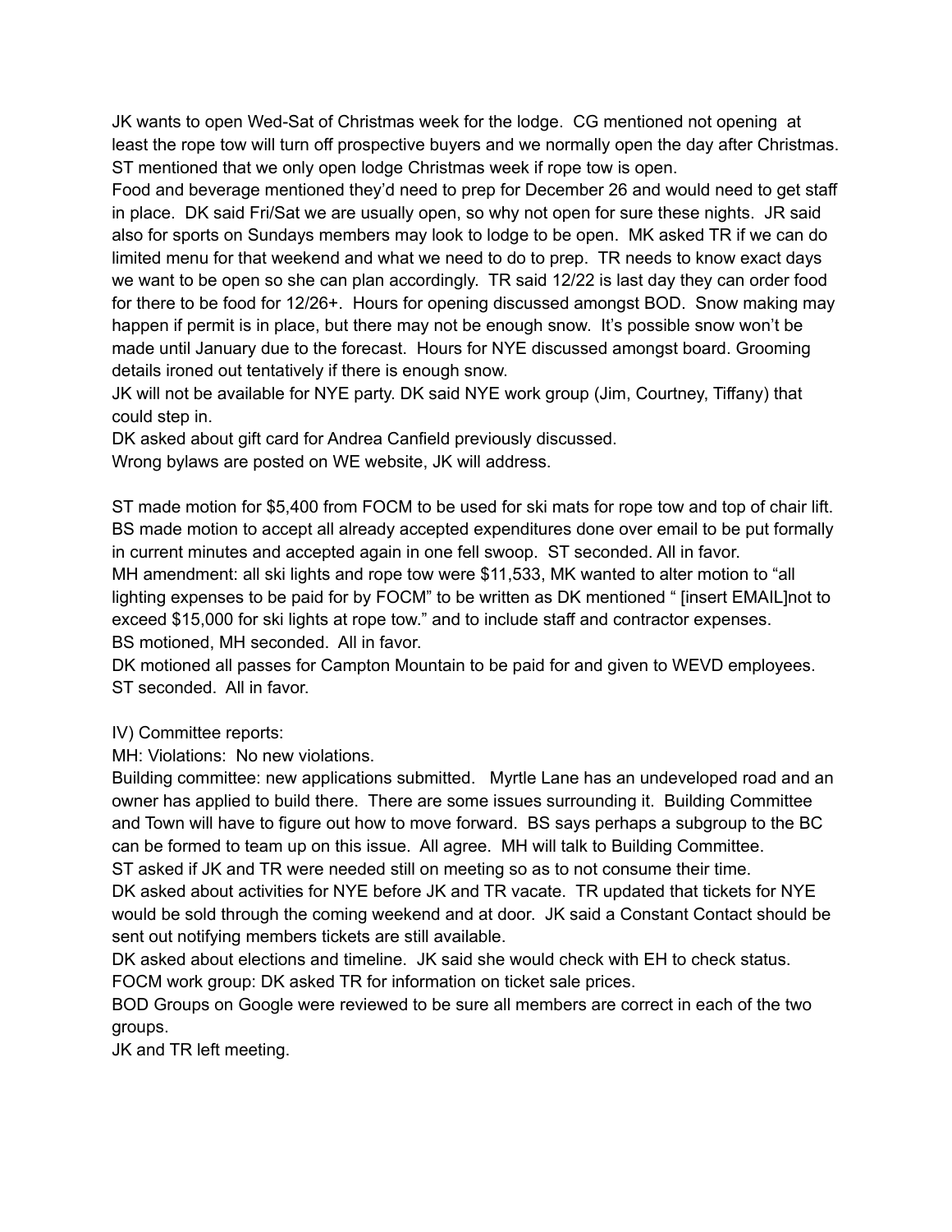JK wants to open Wed-Sat of Christmas week for the lodge. CG mentioned not opening at least the rope tow will turn off prospective buyers and we normally open the day after Christmas. ST mentioned that we only open lodge Christmas week if rope tow is open.

Food and beverage mentioned they'd need to prep for December 26 and would need to get staff in place. DK said Fri/Sat we are usually open, so why not open for sure these nights. JR said also for sports on Sundays members may look to lodge to be open. MK asked TR if we can do limited menu for that weekend and what we need to do to prep. TR needs to know exact days we want to be open so she can plan accordingly. TR said 12/22 is last day they can order food for there to be food for 12/26+. Hours for opening discussed amongst BOD. Snow making may happen if permit is in place, but there may not be enough snow. It's possible snow won't be made until January due to the forecast. Hours for NYE discussed amongst board. Grooming details ironed out tentatively if there is enough snow.

JK will not be available for NYE party. DK said NYE work group (Jim, Courtney, Tiffany) that could step in.

DK asked about gift card for Andrea Canfield previously discussed.

Wrong bylaws are posted on WE website, JK will address.

ST made motion for $5,400 from FOCM to be used for ski mats for rope tow and top of chair lift. BS made motion to accept all already accepted expenditures done over email to be put formally in current minutes and accepted again in one fell swoop. ST seconded. All in favor.

MH amendment: all ski lights and rope tow were $11,533, MK wanted to alter motion to "all lighting expenses to be paid for by FOCM" to be written as DK mentioned " [insert EMAIL]not to exceed $15,000 for ski lights at rope tow." and to include staff and contractor expenses.

BS motioned, MH seconded. All in favor.

DK motioned all passes for Campton Mountain to be paid for and given to WEVD employees. ST seconded. All in favor.

IV) Committee reports:

MH: Violations: No new violations.

Building committee: new applications submitted. Myrtle Lane has an undeveloped road and an owner has applied to build there. There are some issues surrounding it. Building Committee and Town will have to figure out how to move forward. BS says perhaps a subgroup to the BC can be formed to team up on this issue. All agree. MH will talk to Building Committee.

ST asked if JK and TR were needed still on meeting so as to not consume their time.

DK asked about activities for NYE before JK and TR vacate. TR updated that tickets for NYE would be sold through the coming weekend and at door. JK said a Constant Contact should be sent out notifying members tickets are still available.

DK asked about elections and timeline. JK said she would check with EH to check status.

FOCM work group: DK asked TR for information on ticket sale prices.

BOD Groups on Google were reviewed to be sure all members are correct in each of the two groups.

JK and TR left meeting.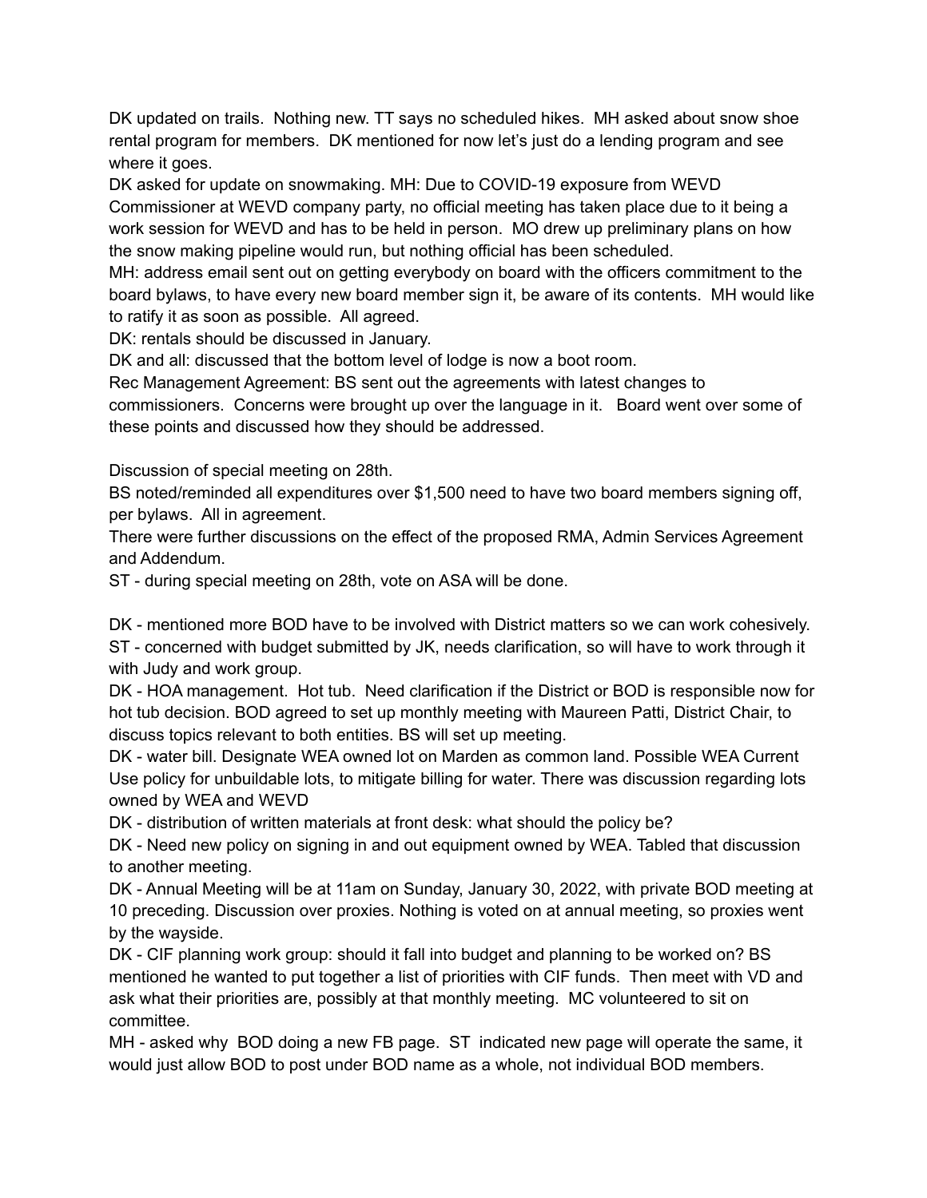DK updated on trails. Nothing new. TT says no scheduled hikes. MH asked about snow shoe rental program for members. DK mentioned for now let's just do a lending program and see where it goes.

DK asked for update on snowmaking. MH: Due to COVID-19 exposure from WEVD Commissioner at WEVD company party, no official meeting has taken place due to it being a work session for WEVD and has to be held in person. MO drew up preliminary plans on how the snow making pipeline would run, but nothing official has been scheduled.

MH: address email sent out on getting everybody on board with the officers commitment to the board bylaws, to have every new board member sign it, be aware of its contents. MH would like to ratify it as soon as possible. All agreed.

DK: rentals should be discussed in January.

DK and all: discussed that the bottom level of lodge is now a boot room.

Rec Management Agreement: BS sent out the agreements with latest changes to commissioners. Concerns were brought up over the language in it. Board went over some of these points and discussed how they should be addressed.

Discussion of special meeting on 28th.

BS noted/reminded all expenditures over $1,500 need to have two board members signing off, per bylaws. All in agreement.

There were further discussions on the effect of the proposed RMA, Admin Services Agreement and Addendum.

ST - during special meeting on 28th, vote on ASA will be done.

DK - mentioned more BOD have to be involved with District matters so we can work cohesively.

ST - concerned with budget submitted by JK, needs clarification, so will have to work through it with Judy and work group.

DK - HOA management. Hot tub. Need clarification if the District or BOD is responsible now for hot tub decision. BOD agreed to set up monthly meeting with Maureen Patti, District Chair, to discuss topics relevant to both entities. BS will set up meeting.

DK - water bill. Designate WEA owned lot on Marden as common land. Possible WEA Current Use policy for unbuildable lots, to mitigate billing for water. There was discussion regarding lots owned by WEA and WEVD

DK - distribution of written materials at front desk: what should the policy be?

DK - Need new policy on signing in and out equipment owned by WEA. Tabled that discussion to another meeting.

DK - Annual Meeting will be at 11am on Sunday, January 30, 2022, with private BOD meeting at 10 preceding. Discussion over proxies. Nothing is voted on at annual meeting, so proxies went by the wayside.

DK - CIF planning work group: should it fall into budget and planning to be worked on? BS mentioned he wanted to put together a list of priorities with CIF funds. Then meet with VD and ask what their priorities are, possibly at that monthly meeting. MC volunteered to sit on committee.

MH - asked why BOD doing a new FB page. ST indicated new page will operate the same, it would just allow BOD to post under BOD name as a whole, not individual BOD members.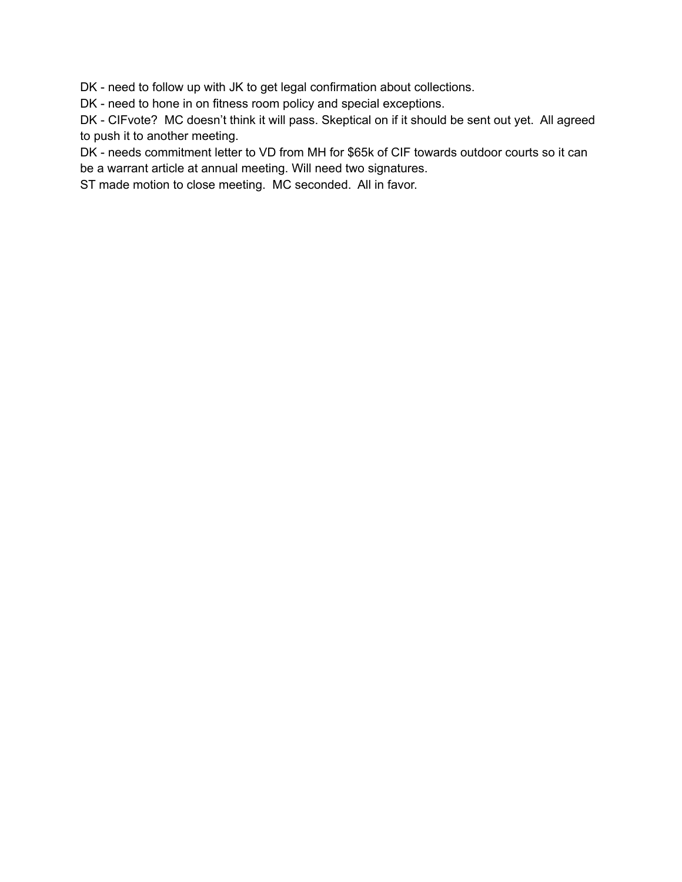DK - need to follow up with JK to get legal confirmation about collections.
DK - need to hone in on fitness room policy and special exceptions.
DK - CIFvote? MC doesn't think it will pass. Skeptical on if it should be sent out yet. All agreed to push it to another meeting.
DK - needs commitment letter to VD from MH for $65k of CIF towards outdoor courts so it can be a warrant article at annual meeting. Will need two signatures.
ST made motion to close meeting. MC seconded. All in favor.